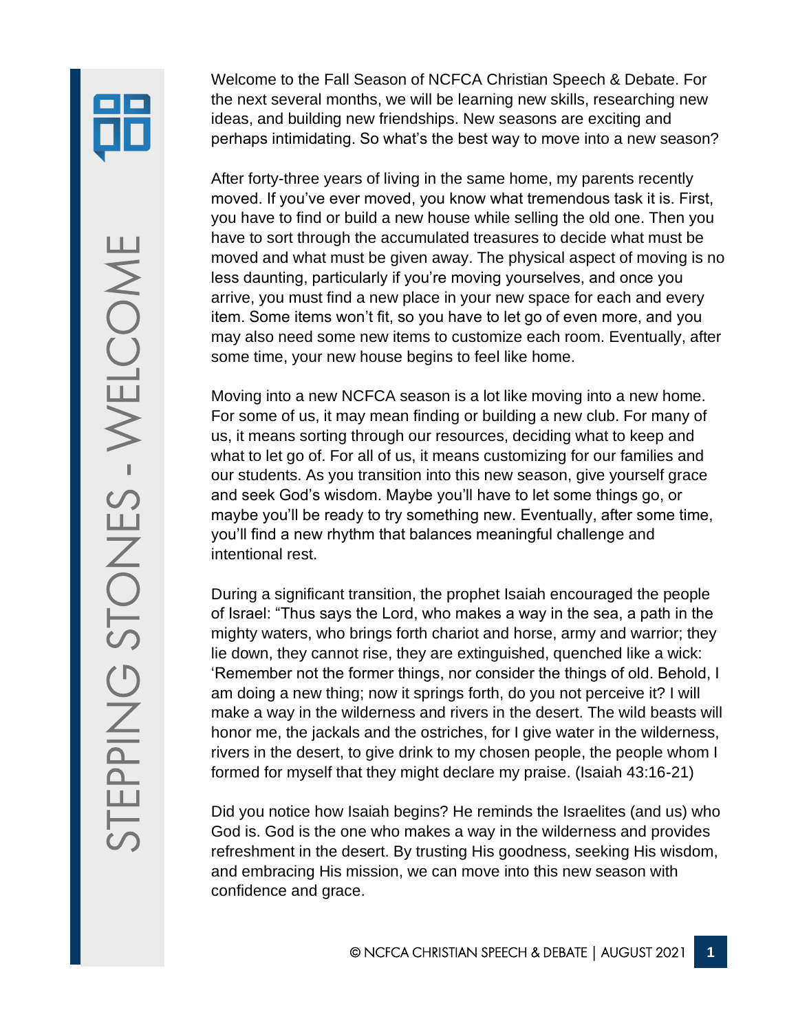# STEPPING STONES - WELCOME

Welcome to the Fall Season of NCFCA Christian Speech & Debate. For the next several months, we will be learning new skills, researching new ideas, and building new friendships. New seasons are exciting and perhaps intimidating. So what's the best way to move into a new season?

After forty-three years of living in the same home, my parents recently moved. If you've ever moved, you know what tremendous task it is. First, you have to find or build a new house while selling the old one. Then you have to sort through the accumulated treasures to decide what must be moved and what must be given away. The physical aspect of moving is no less daunting, particularly if you're moving yourselves, and once you arrive, you must find a new place in your new space for each and every item. Some items won't fit, so you have to let go of even more, and you may also need some new items to customize each room. Eventually, after some time, your new house begins to feel like home.

Moving into a new NCFCA season is a lot like moving into a new home. For some of us, it may mean finding or building a new club. For many of us, it means sorting through our resources, deciding what to keep and what to let go of. For all of us, it means customizing for our families and our students. As you transition into this new season, give yourself grace and seek God's wisdom. Maybe you'll have to let some things go, or maybe you'll be ready to try something new. Eventually, after some time, you'll find a new rhythm that balances meaningful challenge and intentional rest.

During a significant transition, the prophet Isaiah encouraged the people of Israel: "Thus says the Lord, who makes a way in the sea, a path in the mighty waters, who brings forth chariot and horse, army and warrior; they lie down, they cannot rise, they are extinguished, quenched like a wick: 'Remember not the former things, nor consider the things of old. Behold, I am doing a new thing; now it springs forth, do you not perceive it? I will make a way in the wilderness and rivers in the desert. The wild beasts will honor me, the jackals and the ostriches, for I give water in the wilderness, rivers in the desert, to give drink to my chosen people, the people whom I formed for myself that they might declare my praise. (Isaiah 43:16-21)

Did you notice how Isaiah begins? He reminds the Israelites (and us) who God is. God is the one who makes a way in the wilderness and provides refreshment in the desert. By trusting His goodness, seeking His wisdom, and embracing His mission, we can move into this new season with confidence and grace.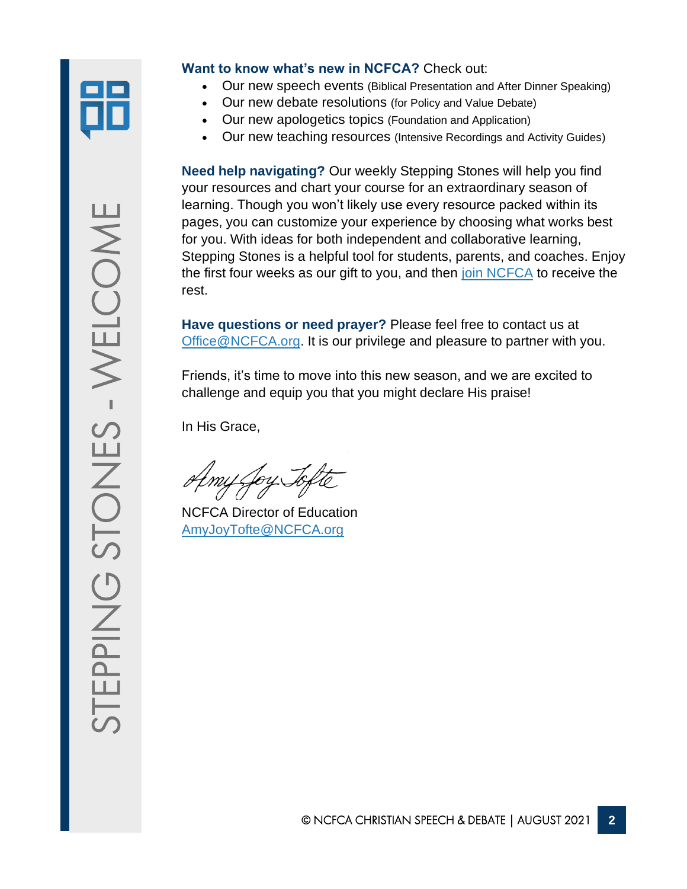**Want to know what's new in NCFCA?** Check out:

- Our new speech events (Biblical Presentation and After Dinner Speaking)
- Our new debate resolutions (for Policy and Value Debate)
- Our new apologetics topics (Foundation and Application)
- Our new teaching resources (Intensive Recordings and Activity Guides)

**Need help navigating?** Our weekly Stepping Stones will help you find your resources and chart your course for an extraordinary season of learning. Though you won't likely use every resource packed within its pages, you can customize your experience by choosing what works best for you. With ideas for both independent and collaborative learning, Stepping Stones is a helpful tool for students, parents, and coaches. Enjoy the first four weeks as our gift to you, and then join NCFCA to receive the rest.

**Have questions or need prayer?** Please feel free to contact us at Office@NCFCA.org. It is our privilege and pleasure to partner with you.

Friends, it's time to move into this new season, and we are excited to challenge and equip you that you might declare His praise!

In His Grace,

*Amy Joy Tofte*

NCFCA Director of Education
AmyJoyTofte@NCFCA.org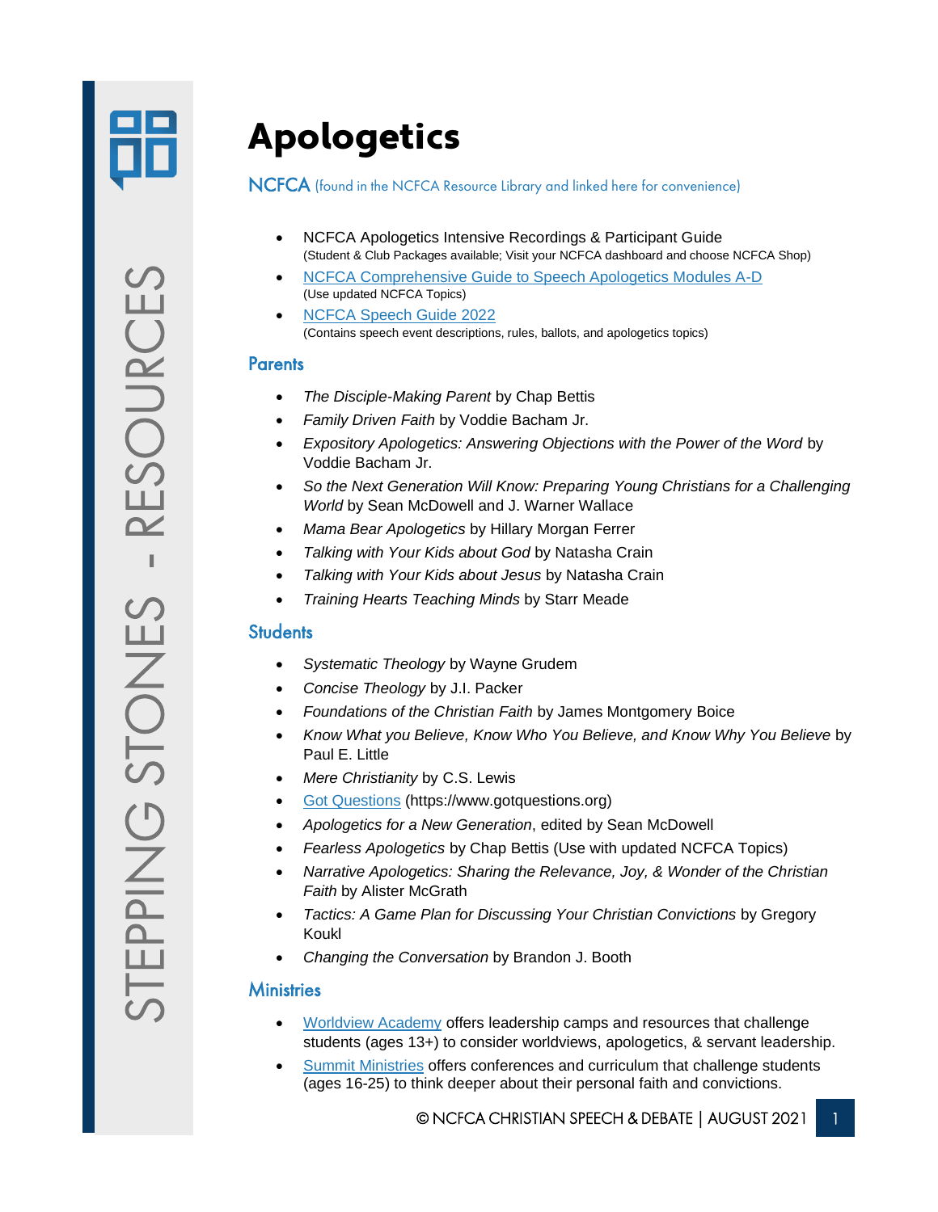# Apologetics

## NCFCA (found in the NCFCA Resource Library and linked here for convenience)

- NCFCA Apologetics Intensive Recordings & Participant Guide
  (Student & Club Packages available; Visit your NCFCA dashboard and choose NCFCA Shop)
- NCFCA Comprehensive Guide to Speech Apologetics Modules A-D
  (Use updated NCFCA Topics)
- NCFCA Speech Guide 2022
  (Contains speech event descriptions, rules, ballots, and apologetics topics)

## Parents

- *The Disciple-Making Parent* by Chap Bettis
- *Family Driven Faith* by Voddie Bacham Jr.
- *Expository Apologetics: Answering Objections with the Power of the Word* by Voddie Bacham Jr.
- *So the Next Generation Will Know: Preparing Young Christians for a Challenging World* by Sean McDowell and J. Warner Wallace
- *Mama Bear Apologetics* by Hillary Morgan Ferrer
- *Talking with Your Kids about God* by Natasha Crain
- *Talking with Your Kids about Jesus* by Natasha Crain
- *Training Hearts Teaching Minds* by Starr Meade

## Students

- *Systematic Theology* by Wayne Grudem
- *Concise Theology* by J.I. Packer
- *Foundations of the Christian Faith* by James Montgomery Boice
- *Know What you Believe, Know Who You Believe, and Know Why You Believe* by Paul E. Little
- *Mere Christianity* by C.S. Lewis
- Got Questions (https://www.gotquestions.org)
- *Apologetics for a New Generation*, edited by Sean McDowell
- *Fearless Apologetics* by Chap Bettis (Use with updated NCFCA Topics)
- *Narrative Apologetics: Sharing the Relevance, Joy, & Wonder of the Christian Faith* by Alister McGrath
- *Tactics: A Game Plan for Discussing Your Christian Convictions* by Gregory Koukl
- *Changing the Conversation* by Brandon J. Booth

## Ministries

- Worldview Academy offers leadership camps and resources that challenge students (ages 13+) to consider worldviews, apologetics, & servant leadership.
- Summit Ministries offers conferences and curriculum that challenge students (ages 16-25) to think deeper about their personal faith and convictions.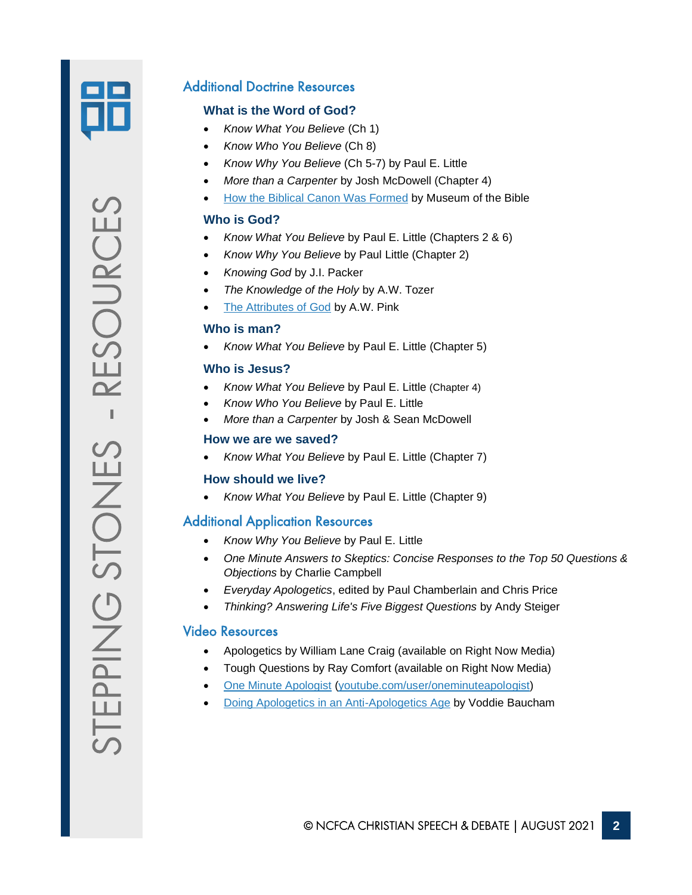## Additional Doctrine Resources

### What is the Word of God?

- *Know What You Believe* (Ch 1)
- *Know Who You Believe* (Ch 8)
- *Know Why You Believe* (Ch 5-7) by Paul E. Little
- *More than a Carpenter* by Josh McDowell (Chapter 4)
- [How the Biblical Canon Was Formed]() by Museum of the Bible

### Who is God?

- *Know What You Believe* by Paul E. Little (Chapters 2 & 6)
- *Know Why You Believe* by Paul Little (Chapter 2)
- *Knowing God* by J.I. Packer
- *The Knowledge of the Holy* by A.W. Tozer
- [The Attributes of God]() by A.W. Pink

### Who is man?

- *Know What You Believe* by Paul E. Little (Chapter 5)

### Who is Jesus?

- *Know What You Believe* by Paul E. Little (Chapter 4)
- *Know Who You Believe* by Paul E. Little
- *More than a Carpenter* by Josh & Sean McDowell

### How we are we saved?

- *Know What You Believe* by Paul E. Little (Chapter 7)

### How should we live?

- *Know What You Believe* by Paul E. Little (Chapter 9)

## Additional Application Resources

- *Know Why You Believe* by Paul E. Little
- *One Minute Answers to Skeptics: Concise Responses to the Top 50 Questions & Objections* by Charlie Campbell
- *Everyday Apologetics*, edited by Paul Chamberlain and Chris Price
- *Thinking? Answering Life's Five Biggest Questions* by Andy Steiger

## Video Resources

- Apologetics by William Lane Craig (available on Right Now Media)
- Tough Questions by Ray Comfort (available on Right Now Media)
- [One Minute Apologist]() ([youtube.com/user/oneminuteapologist]())
- [Doing Apologetics in an Anti-Apologetics Age]() by Voddie Baucham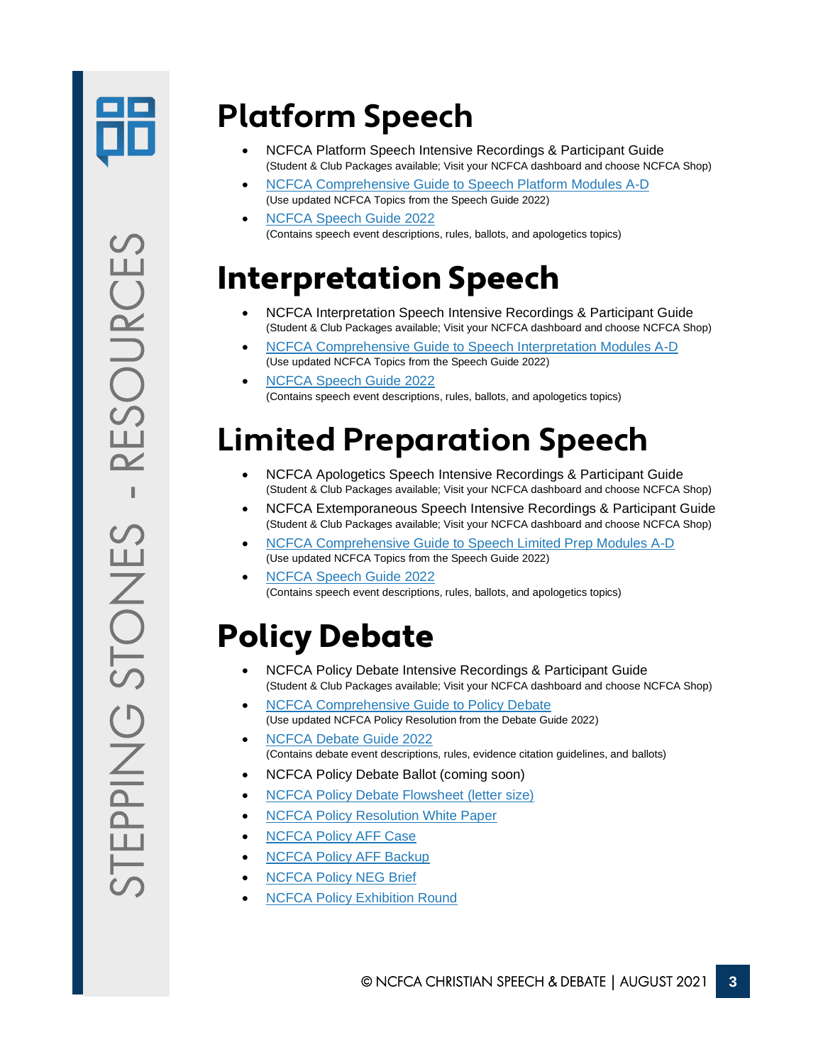# Platform Speech

- NCFCA Platform Speech Intensive Recordings & Participant Guide
  (Student & Club Packages available; Visit your NCFCA dashboard and choose NCFCA Shop)
- NCFCA Comprehensive Guide to Speech Platform Modules A-D
  (Use updated NCFCA Topics from the Speech Guide 2022)
- NCFCA Speech Guide 2022
  (Contains speech event descriptions, rules, ballots, and apologetics topics)

# Interpretation Speech

- NCFCA Interpretation Speech Intensive Recordings & Participant Guide
  (Student & Club Packages available; Visit your NCFCA dashboard and choose NCFCA Shop)
- NCFCA Comprehensive Guide to Speech Interpretation Modules A-D
  (Use updated NCFCA Topics from the Speech Guide 2022)
- NCFCA Speech Guide 2022
  (Contains speech event descriptions, rules, ballots, and apologetics topics)

# Limited Preparation Speech

- NCFCA Apologetics Speech Intensive Recordings & Participant Guide
  (Student & Club Packages available; Visit your NCFCA dashboard and choose NCFCA Shop)
- NCFCA Extemporaneous Speech Intensive Recordings & Participant Guide
  (Student & Club Packages available; Visit your NCFCA dashboard and choose NCFCA Shop)
- NCFCA Comprehensive Guide to Speech Limited Prep Modules A-D
  (Use updated NCFCA Topics from the Speech Guide 2022)
- NCFCA Speech Guide 2022
  (Contains speech event descriptions, rules, ballots, and apologetics topics)

# Policy Debate

- NCFCA Policy Debate Intensive Recordings & Participant Guide
  (Student & Club Packages available; Visit your NCFCA dashboard and choose NCFCA Shop)
- NCFCA Comprehensive Guide to Policy Debate
  (Use updated NCFCA Policy Resolution from the Debate Guide 2022)
- NCFCA Debate Guide 2022
  (Contains debate event descriptions, rules, evidence citation guidelines, and ballots)
- NCFCA Policy Debate Ballot (coming soon)
- NCFCA Policy Debate Flowsheet (letter size)
- NCFCA Policy Resolution White Paper
- NCFCA Policy AFF Case
- NCFCA Policy AFF Backup
- NCFCA Policy NEG Brief
- NCFCA Policy Exhibition Round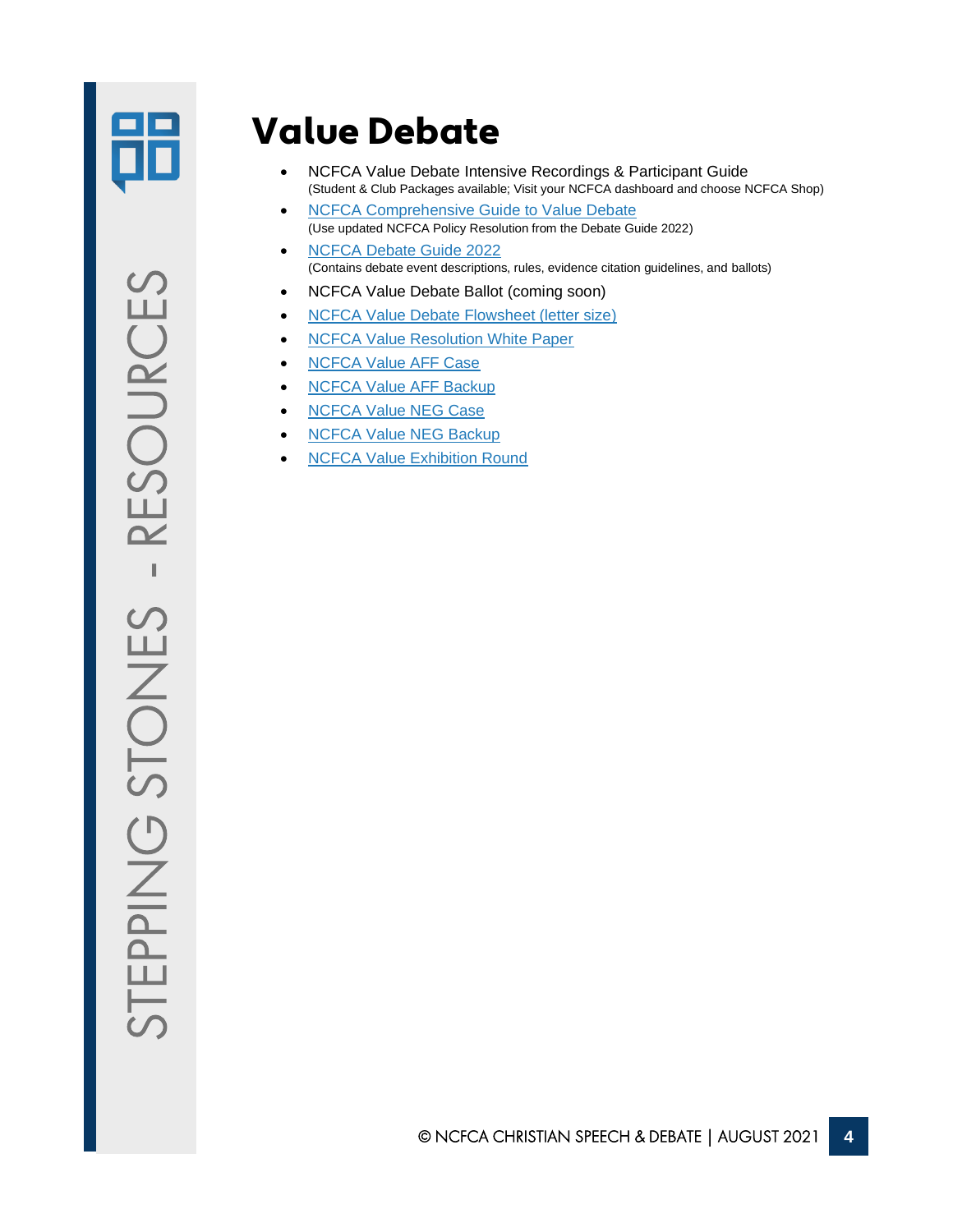# Value Debate

- NCFCA Value Debate Intensive Recordings & Participant Guide
  (Student & Club Packages available; Visit your NCFCA dashboard and choose NCFCA Shop)
- NCFCA Comprehensive Guide to Value Debate
  (Use updated NCFCA Policy Resolution from the Debate Guide 2022)
- NCFCA Debate Guide 2022
  (Contains debate event descriptions, rules, evidence citation guidelines, and ballots)
- NCFCA Value Debate Ballot (coming soon)
- NCFCA Value Debate Flowsheet (letter size)
- NCFCA Value Resolution White Paper
- NCFCA Value AFF Case
- NCFCA Value AFF Backup
- NCFCA Value NEG Case
- NCFCA Value NEG Backup
- NCFCA Value Exhibition Round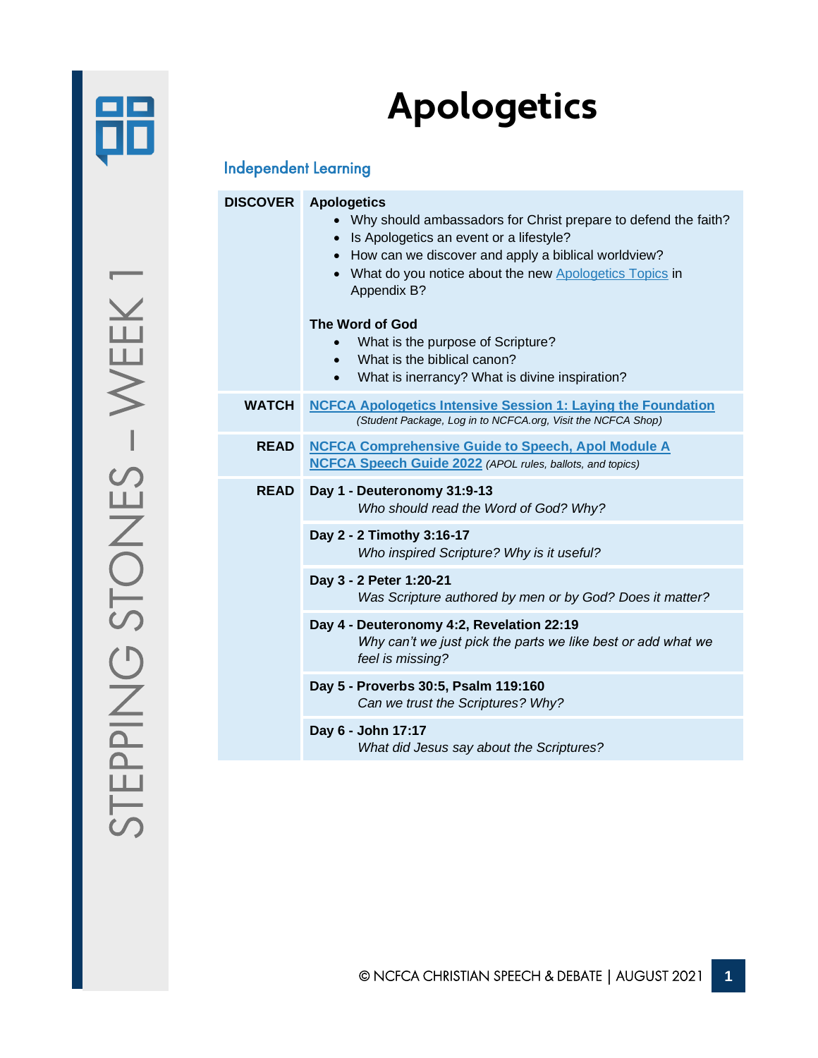# Apologetics

## Independent Learning

| | |
|---|---|
| **DISCOVER** | **Apologetics**<br>• Why should ambassadors for Christ prepare to defend the faith?<br>• Is Apologetics an event or a lifestyle?<br>• How can we discover and apply a biblical worldview?<br>• What do you notice about the new Apologetics Topics in Appendix B?<br><br>**The Word of God**<br>• What is the purpose of Scripture?<br>• What is the biblical canon?<br>• What is inerrancy? What is divine inspiration? |
| **WATCH** | **NCFCA Apologetics Intensive Session 1: Laying the Foundation**<br>*(Student Package, Log in to NCFCA.org, Visit the NCFCA Shop)* |
| **READ** | **NCFCA Comprehensive Guide to Speech, Apol Module A**<br>**NCFCA Speech Guide 2022** *(APOL rules, ballots, and topics)* |
| **READ** | **Day 1 - Deuteronomy 31:9-13**<br>*Who should read the Word of God? Why?* |
| | **Day 2 - 2 Timothy 3:16-17**<br>*Who inspired Scripture? Why is it useful?* |
| | **Day 3 - 2 Peter 1:20-21**<br>*Was Scripture authored by men or by God? Does it matter?* |
| | **Day 4 - Deuteronomy 4:2, Revelation 22:19**<br>*Why can't we just pick the parts we like best or add what we feel is missing?* |
| | **Day 5 - Proverbs 30:5, Psalm 119:160**<br>*Can we trust the Scriptures? Why?* |
| | **Day 6 - John 17:17**<br>*What did Jesus say about the Scriptures?* |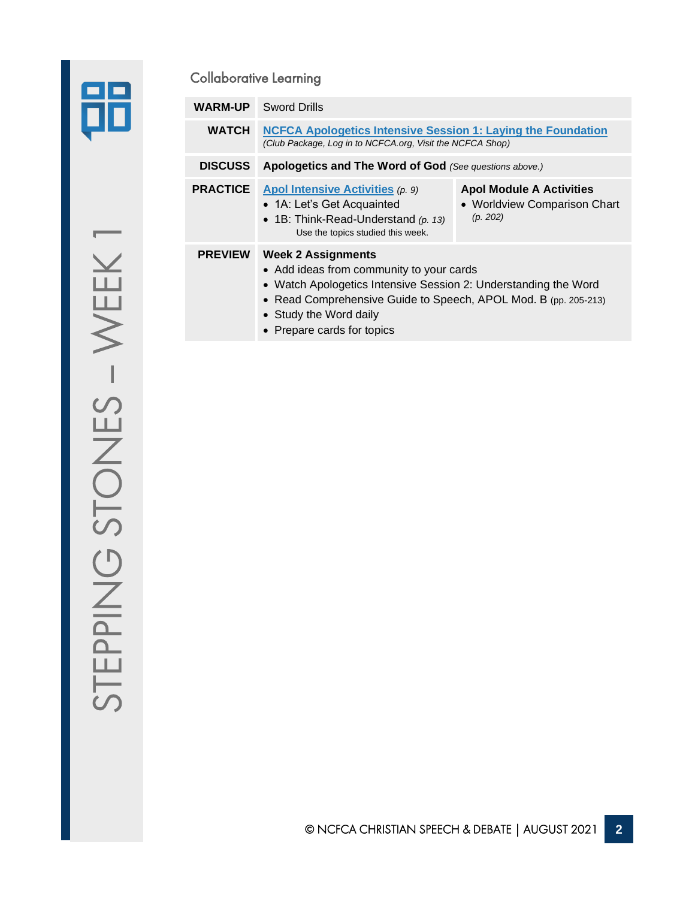## Collaborative Learning

| | | |
|---|---|---|
| **WARM-UP** | Sword Drills | |
| **WATCH** | **NCFCA Apologetics Intensive Session 1: Laying the Foundation**<br>*(Club Package, Log in to NCFCA.org, Visit the NCFCA Shop)* | |
| **DISCUSS** | **Apologetics and The Word of God** *(See questions above.)* | |
| **PRACTICE** | **Apol Intensive Activities** *(p. 9)*<br>• 1A: Let's Get Acquainted<br>• 1B: Think-Read-Understand *(p. 13)*<br>Use the topics studied this week. | **Apol Module A Activities**<br>• Worldview Comparison Chart *(p. 202)* |
| **PREVIEW** | **Week 2 Assignments**<br>• Add ideas from community to your cards<br>• Watch Apologetics Intensive Session 2: Understanding the Word<br>• Read Comprehensive Guide to Speech, APOL Mod. B (pp. 205-213)<br>• Study the Word daily<br>• Prepare cards for topics | |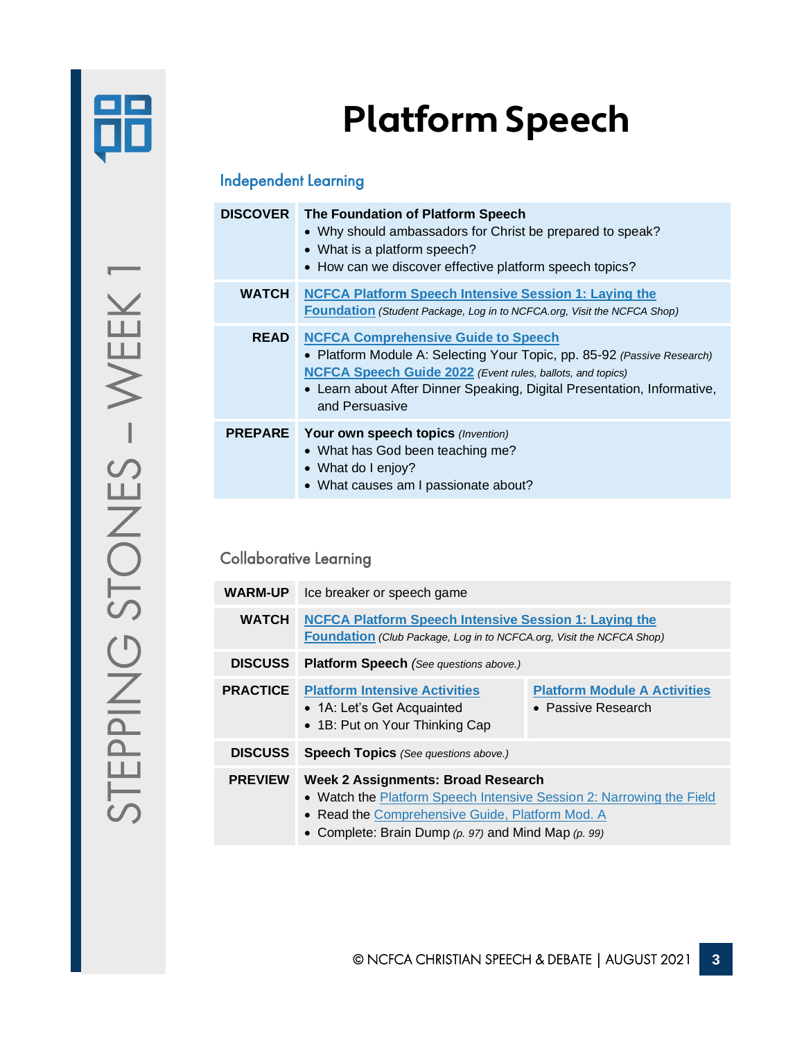STEPPING STONES – WEEK 1

# Platform Speech

## Independent Learning

| | |
|---|---|
| **DISCOVER** | **The Foundation of Platform Speech**<br>• Why should ambassadors for Christ be prepared to speak?<br>• What is a platform speech?<br>• How can we discover effective platform speech topics? |
| **WATCH** | **NCFCA Platform Speech Intensive Session 1: Laying the Foundation** *(Student Package, Log in to NCFCA.org, Visit the NCFCA Shop)* |
| **READ** | **NCFCA Comprehensive Guide to Speech**<br>• Platform Module A: Selecting Your Topic, pp. 85-92 *(Passive Research)*<br>**NCFCA Speech Guide 2022** *(Event rules, ballots, and topics)*<br>• Learn about After Dinner Speaking, Digital Presentation, Informative, and Persuasive |
| **PREPARE** | **Your own speech topics** *(Invention)*<br>• What has God been teaching me?<br>• What do I enjoy?<br>• What causes am I passionate about? |

## Collaborative Learning

| | | |
|---|---|---|
| **WARM-UP** | Ice breaker or speech game | |
| **WATCH** | **NCFCA Platform Speech Intensive Session 1: Laying the Foundation** *(Club Package, Log in to NCFCA.org, Visit the NCFCA Shop)* | |
| **DISCUSS** | **Platform Speech** *(See questions above.)* | |
| **PRACTICE** | **Platform Intensive Activities**<br>• 1A: Let's Get Acquainted<br>• 1B: Put on Your Thinking Cap | **Platform Module A Activities**<br>• Passive Research |
| **DISCUSS** | **Speech Topics** *(See questions above.)* | |
| **PREVIEW** | **Week 2 Assignments: Broad Research**<br>• Watch the Platform Speech Intensive Session 2: Narrowing the Field<br>• Read the Comprehensive Guide, Platform Mod. A<br>• Complete: Brain Dump *(p. 97)* and Mind Map *(p. 99)* | |

© NCFCA CHRISTIAN SPEECH & DEBATE | AUGUST 2021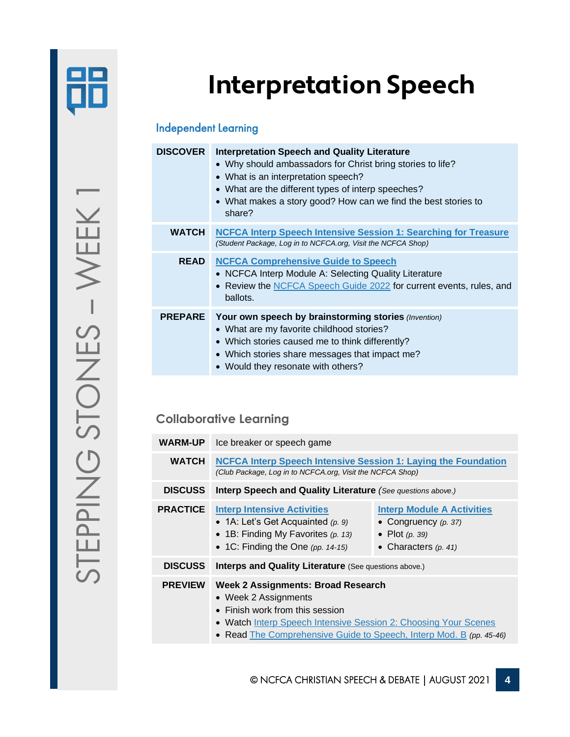STEPPING STONES – WEEK 1

# Interpretation Speech

## Independent Learning

| | |
|---|---|
| **DISCOVER** | **Interpretation Speech and Quality Literature**<br>• Why should ambassadors for Christ bring stories to life?<br>• What is an interpretation speech?<br>• What are the different types of interp speeches?<br>• What makes a story good? How can we find the best stories to share? |
| **WATCH** | **NCFCA Interp Speech Intensive Session 1: Searching for Treasure**<br>*(Student Package, Log in to NCFCA.org, Visit the NCFCA Shop)* |
| **READ** | **NCFCA Comprehensive Guide to Speech**<br>• NCFCA Interp Module A: Selecting Quality Literature<br>• Review the NCFCA Speech Guide 2022 for current events, rules, and ballots. |
| **PREPARE** | **Your own speech by brainstorming stories** *(Invention)*<br>• What are my favorite childhood stories?<br>• Which stories caused me to think differently?<br>• Which stories share messages that impact me?<br>• Would they resonate with others? |

## Collaborative Learning

| | | |
|---|---|---|
| **WARM-UP** | Ice breaker or speech game | |
| **WATCH** | **NCFCA Interp Speech Intensive Session 1: Laying the Foundation**<br>*(Club Package, Log in to NCFCA.org, Visit the NCFCA Shop)* | |
| **DISCUSS** | **Interp Speech and Quality Literature** *(See questions above.)* | |
| **PRACTICE** | **Interp Intensive Activities**<br>• 1A: Let's Get Acquainted *(p. 9)*<br>• 1B: Finding My Favorites *(p. 13)*<br>• 1C: Finding the One *(pp. 14-15)* | **Interp Module A Activities**<br>• Congruency *(p. 37)*<br>• Plot *(p. 39)*<br>• Characters *(p. 41)* |
| **DISCUSS** | **Interps and Quality Literature** (See questions above.) | |
| **PREVIEW** | **Week 2 Assignments: Broad Research**<br>• Week 2 Assignments<br>• Finish work from this session<br>• Watch Interp Speech Intensive Session 2: Choosing Your Scenes<br>• Read The Comprehensive Guide to Speech, Interp Mod. B *(pp. 45-46)* | |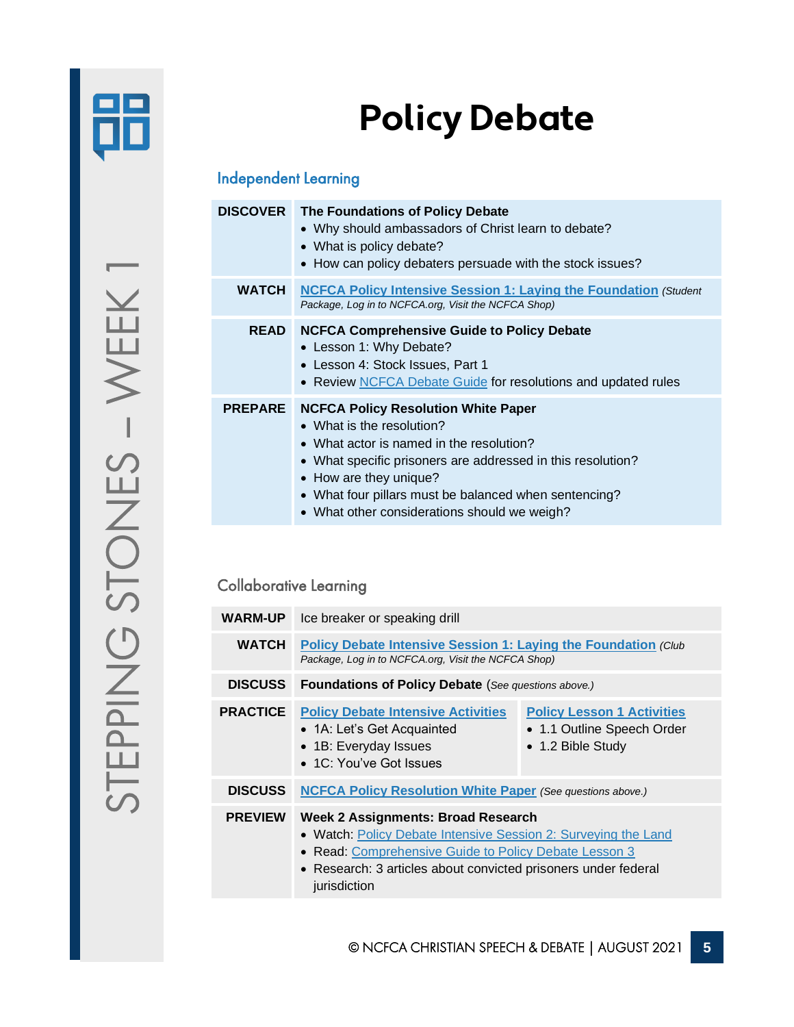# Policy Debate

## Independent Learning

| | |
|---|---|
| **DISCOVER** | **The Foundations of Policy Debate**<br>• Why should ambassadors of Christ learn to debate?<br>• What is policy debate?<br>• How can policy debaters persuade with the stock issues? |
| **WATCH** | **NCFCA Policy Intensive Session 1: Laying the Foundation** *(Student Package, Log in to NCFCA.org, Visit the NCFCA Shop)* |
| **READ** | **NCFCA Comprehensive Guide to Policy Debate**<br>• Lesson 1: Why Debate?<br>• Lesson 4: Stock Issues, Part 1<br>• Review NCFCA Debate Guide for resolutions and updated rules |
| **PREPARE** | **NCFCA Policy Resolution White Paper**<br>• What is the resolution?<br>• What actor is named in the resolution?<br>• What specific prisoners are addressed in this resolution?<br>• How are they unique?<br>• What four pillars must be balanced when sentencing?<br>• What other considerations should we weigh? |

## Collaborative Learning

| | | |
|---|---|---|
| **WARM-UP** | Ice breaker or speaking drill | |
| **WATCH** | **Policy Debate Intensive Session 1: Laying the Foundation** *(Club Package, Log in to NCFCA.org, Visit the NCFCA Shop)* | |
| **DISCUSS** | **Foundations of Policy Debate** *(See questions above.)* | |
| **PRACTICE** | **Policy Debate Intensive Activities**<br>• 1A: Let's Get Acquainted<br>• 1B: Everyday Issues<br>• 1C: You've Got Issues | **Policy Lesson 1 Activities**<br>• 1.1 Outline Speech Order<br>• 1.2 Bible Study |
| **DISCUSS** | **NCFCA Policy Resolution White Paper** *(See questions above.)* | |
| **PREVIEW** | **Week 2 Assignments: Broad Research**<br>• Watch: Policy Debate Intensive Session 2: Surveying the Land<br>• Read: Comprehensive Guide to Policy Debate Lesson 3<br>• Research: 3 articles about convicted prisoners under federal jurisdiction | |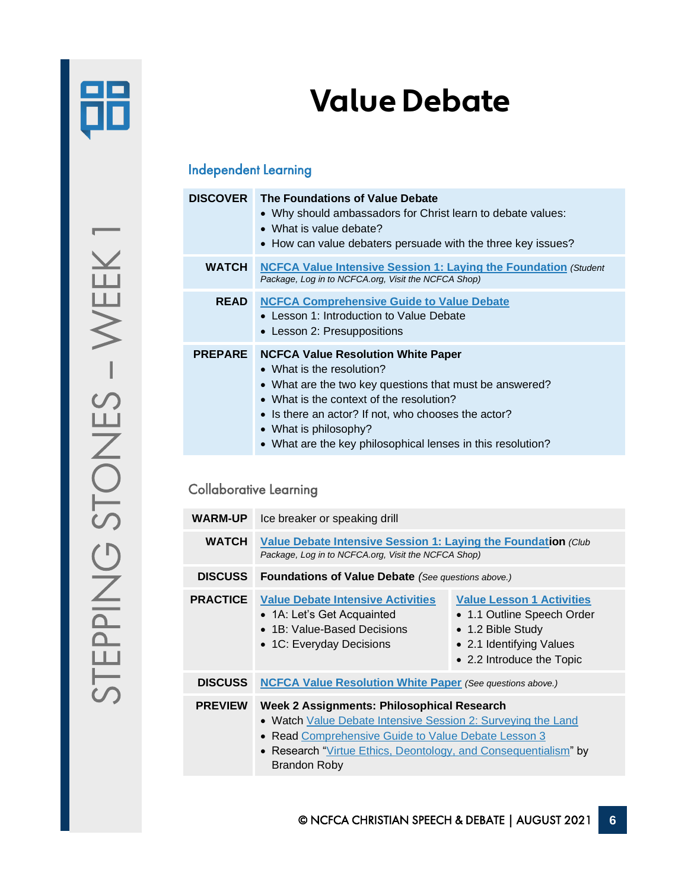# Value Debate

## Independent Learning

| | |
|---|---|
| **DISCOVER** | **The Foundations of Value Debate**<br>• Why should ambassadors for Christ learn to debate values:<br>• What is value debate?<br>• How can value debaters persuade with the three key issues? |
| **WATCH** | **NCFCA Value Intensive Session 1: Laying the Foundation** *(Student Package, Log in to NCFCA.org, Visit the NCFCA Shop)* |
| **READ** | **NCFCA Comprehensive Guide to Value Debate**<br>• Lesson 1: Introduction to Value Debate<br>• Lesson 2: Presuppositions |
| **PREPARE** | **NCFCA Value Resolution White Paper**<br>• What is the resolution?<br>• What are the two key questions that must be answered?<br>• What is the context of the resolution?<br>• Is there an actor? If not, who chooses the actor?<br>• What is philosophy?<br>• What are the key philosophical lenses in this resolution? |

## Collaborative Learning

| | | |
|---|---|---|
| **WARM-UP** | Ice breaker or speaking drill | |
| **WATCH** | **Value Debate Intensive Session 1: Laying the Foundation** *(Club Package, Log in to NCFCA.org, Visit the NCFCA Shop)* | |
| **DISCUSS** | **Foundations of Value Debate** *(See questions above.)* | |
| **PRACTICE** | **Value Debate Intensive Activities**<br>• 1A: Let's Get Acquainted<br>• 1B: Value-Based Decisions<br>• 1C: Everyday Decisions | **Value Lesson 1 Activities**<br>• 1.1 Outline Speech Order<br>• 1.2 Bible Study<br>• 2.1 Identifying Values<br>• 2.2 Introduce the Topic |
| **DISCUSS** | **NCFCA Value Resolution White Paper** *(See questions above.)* | |
| **PREVIEW** | **Week 2 Assignments: Philosophical Research**<br>• Watch Value Debate Intensive Session 2: Surveying the Land<br>• Read Comprehensive Guide to Value Debate Lesson 3<br>• Research "Virtue Ethics, Deontology, and Consequentialism" by Brandon Roby | |

© NCFCA CHRISTIAN SPEECH & DEBATE | AUGUST 2021